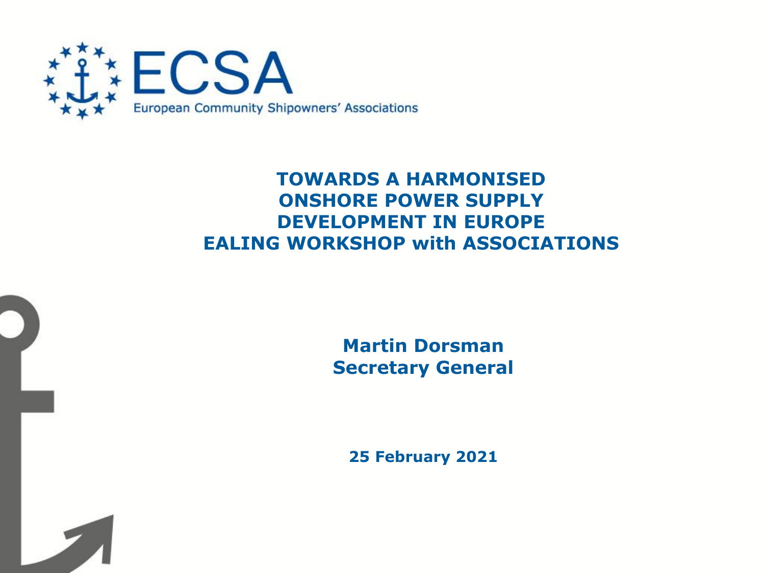ECSA

European Community Shipowners' Associations

# TOWARDS A HARMONISED ONSHORE POWER SUPPLY DEVELOPMENT IN EUROPE EALING WORKSHOP with ASSOCIATIONS

**Martin Dorsman**
**Secretary General**

**25 February 2021**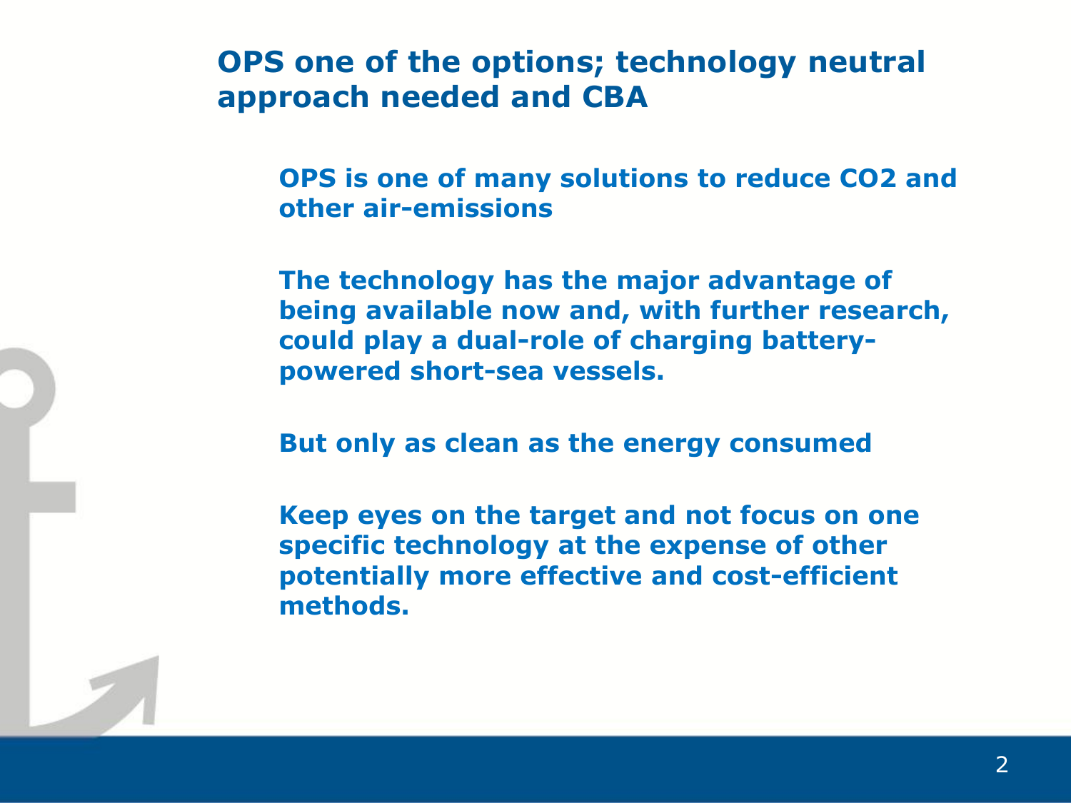## OPS one of the options; technology neutral approach needed and CBA

**OPS is one of many solutions to reduce $CO_2$ and other air-emissions**

**The technology has the major advantage of being available now and, with further research, could play a dual-role of charging battery-powered short-sea vessels.**

**But only as clean as the energy consumed**

**Keep eyes on the target and not focus on one specific technology at the expense of other potentially more effective and cost-efficient methods.**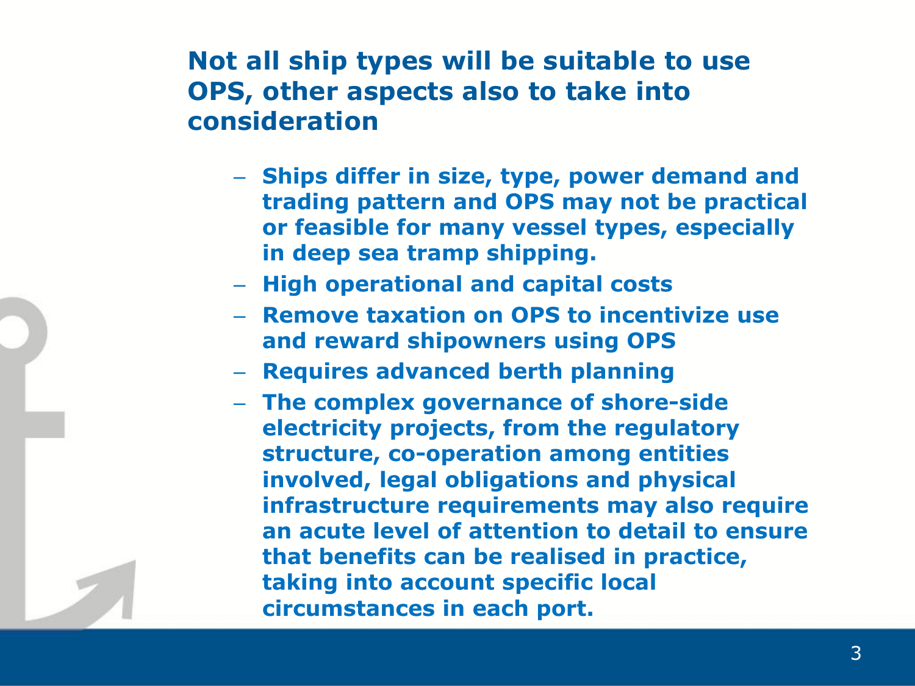## Not all ship types will be suitable to use OPS, other aspects also to take into consideration

- **Ships differ in size, type, power demand and trading pattern and OPS may not be practical or feasible for many vessel types, especially in deep sea tramp shipping.**
- **High operational and capital costs**
- **Remove taxation on OPS to incentivize use and reward shipowners using OPS**
- **Requires advanced berth planning**
- **The complex governance of shore-side electricity projects, from the regulatory structure, co-operation among entities involved, legal obligations and physical infrastructure requirements may also require an acute level of attention to detail to ensure that benefits can be realised in practice, taking into account specific local circumstances in each port.**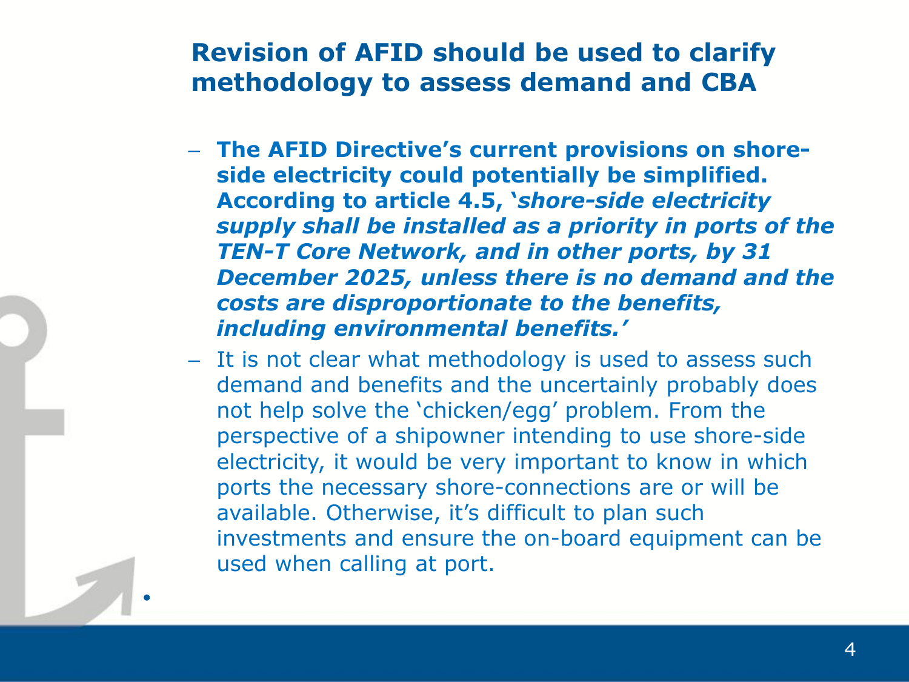## Revision of AFID should be used to clarify methodology to assess demand and CBA

- **The AFID Directive's current provisions on shore-side electricity could potentially be simplified. According to article 4.5, '*shore-side electricity supply shall be installed as a priority in ports of the TEN-T Core Network, and in other ports, by 31 December 2025, unless there is no demand and the costs are disproportionate to the benefits, including environmental benefits.*'**
- It is not clear what methodology is used to assess such demand and benefits and the uncertainly probably does not help solve the 'chicken/egg' problem. From the perspective of a shipowner intending to use shore-side electricity, it would be very important to know in which ports the necessary shore-connections are or will be available. Otherwise, it's difficult to plan such investments and ensure the on-board equipment can be used when calling at port.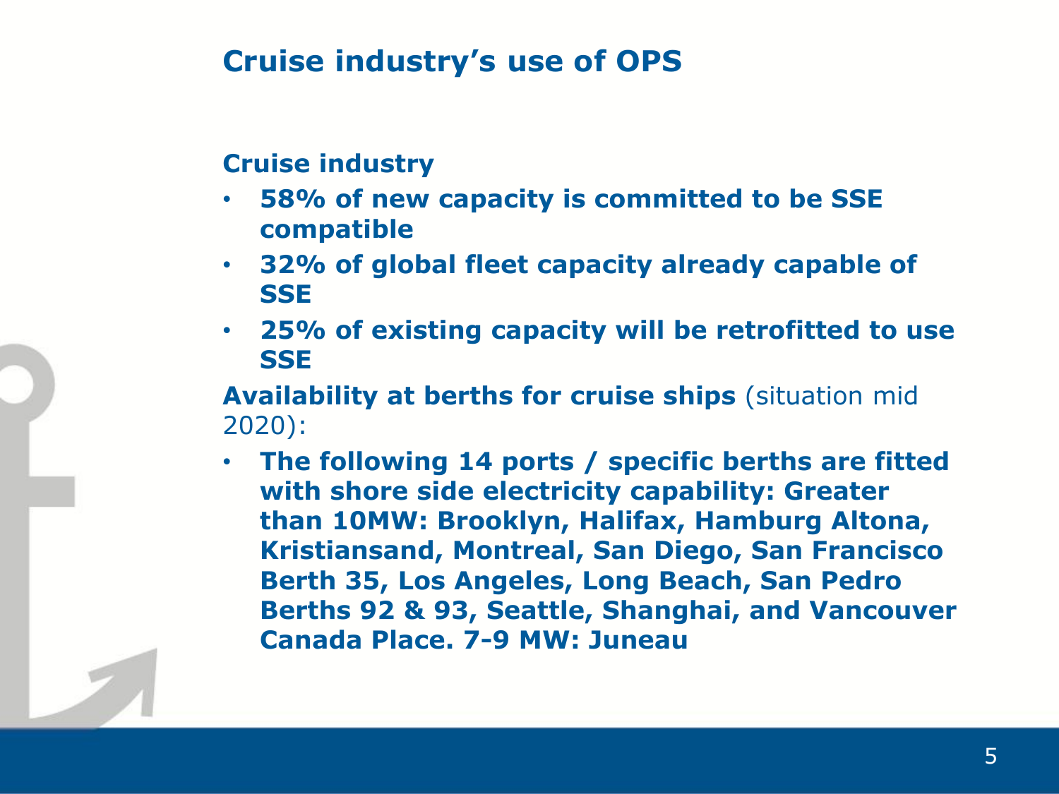# Cruise industry’s use of OPS

**Cruise industry**

- **58% of new capacity is committed to be SSE compatible**
- **32% of global fleet capacity already capable of SSE**
- **25% of existing capacity will be retrofitted to use SSE**

**Availability at berths for cruise ships** (situation mid 2020):

- **The following 14 ports / specific berths are fitted with shore side electricity capability: Greater than 10MW: Brooklyn, Halifax, Hamburg Altona, Kristiansand, Montreal, San Diego, San Francisco Berth 35, Los Angeles, Long Beach, San Pedro Berths 92 & 93, Seattle, Shanghai, and Vancouver Canada Place. 7-9 MW: Juneau**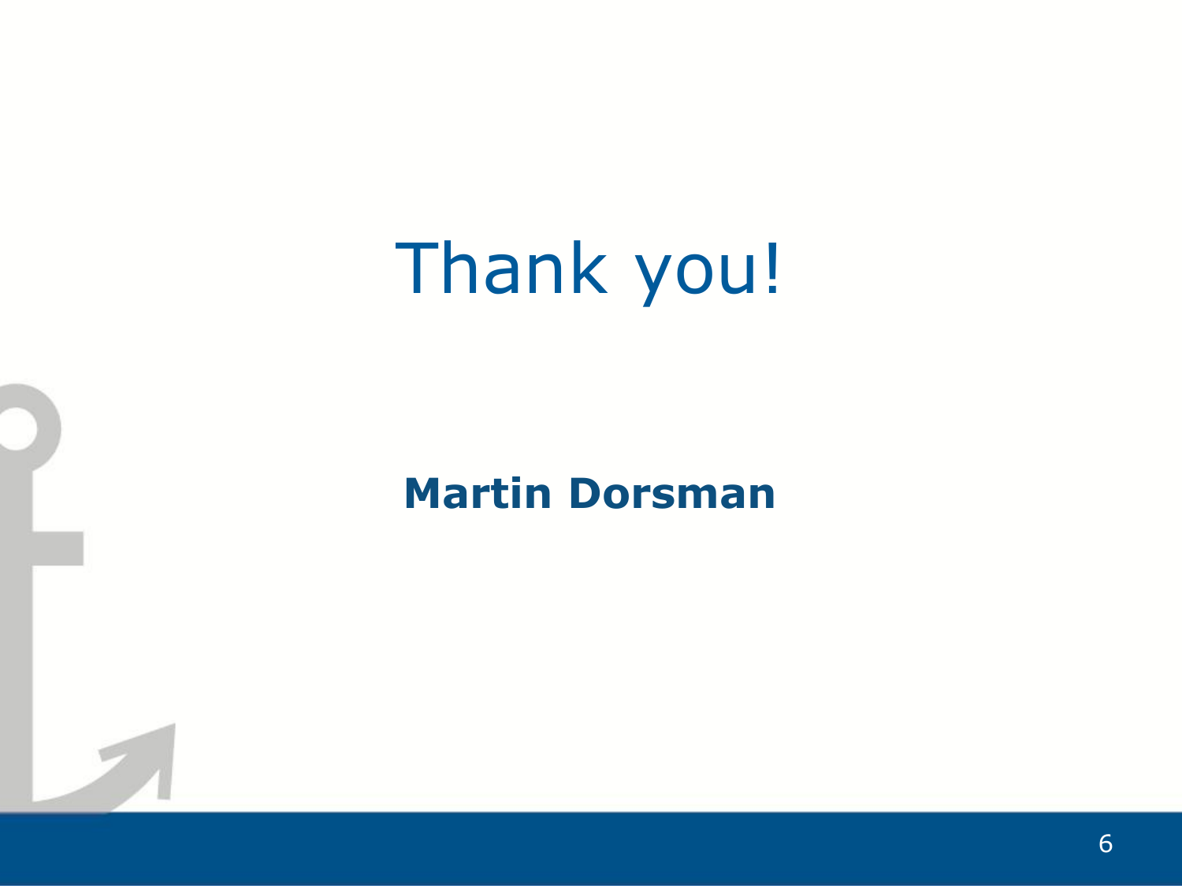# Thank you!

**Martin Dorsman**